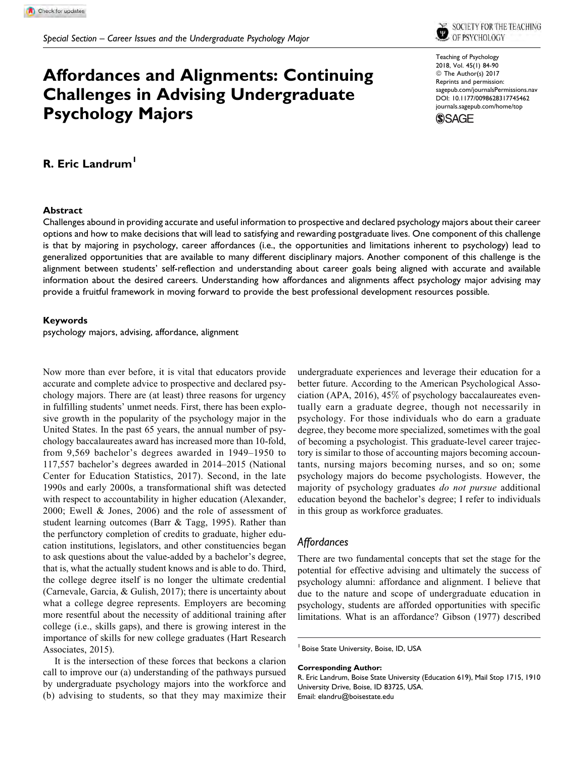Special Section – Career Issues and the Undergraduate Psychology Major

# Affordances and Alignments: Continuing Challenges in Advising Undergraduate Psychology Majors

**R. Eric Landrum**[1]

### Abstract

Challenges abound in providing accurate and useful information to prospective and declared psychology majors about their career options and how to make decisions that will lead to satisfying and rewarding postgraduate lives. One component of this challenge is that by majoring in psychology, career affordances (i.e., the opportunities and limitations inherent to psychology) lead to generalized opportunities that are available to many different disciplinary majors. Another component of this challenge is the alignment between students' self-reflection and understanding about career goals being aligned with accurate and available information about the desired careers. Understanding how affordances and alignments affect psychology major advising may provide a fruitful framework in moving forward to provide the best professional development resources possible.

### Keywords

psychology majors, advising, affordance, alignment

Now more than ever before, it is vital that educators provide accurate and complete advice to prospective and declared psychology majors. There are (at least) three reasons for urgency in fulfilling students' unmet needs. First, there has been explosive growth in the popularity of the psychology major in the United States. In the past 65 years, the annual number of psychology baccalaureates award has increased more than 10-fold, from 9,569 bachelor's degrees awarded in 1949–1950 to 117,557 bachelor's degrees awarded in 2014–2015 (National Center for Education Statistics, 2017). Second, in the late 1990s and early 2000s, a transformational shift was detected with respect to accountability in higher education (Alexander, 2000; Ewell & Jones, 2006) and the role of assessment of student learning outcomes (Barr & Tagg, 1995). Rather than the perfunctory completion of credits to graduate, higher education institutions, legislators, and other constituencies began to ask questions about the value-added by a bachelor's degree, that is, what the actually student knows and is able to do. Third, the college degree itself is no longer the ultimate credential (Carnevale, Garcia, & Gulish, 2017); there is uncertainty about what a college degree represents. Employers are becoming more resentful about the necessity of additional training after college (i.e., skills gaps), and there is growing interest in the importance of skills for new college graduates (Hart Research Associates, 2015).

It is the intersection of these forces that beckons a clarion call to improve our (a) understanding of the pathways pursued by undergraduate psychology majors into the workforce and (b) advising to students, so that they may maximize their undergraduate experiences and leverage their education for a better future. According to the American Psychological Association (APA, 2016), 45% of psychology baccalaureates eventually earn a graduate degree, though not necessarily in psychology. For those individuals who do earn a graduate degree, they become more specialized, sometimes with the goal of becoming a psychologist. This graduate-level career trajectory is similar to those of accounting majors becoming accountants, nursing majors becoming nurses, and so on; some psychology majors do become psychologists. However, the majority of psychology graduates *do not pursue* additional education beyond the bachelor's degree; I refer to individuals in this group as workforce graduates.

## *Affordances*

There are two fundamental concepts that set the stage for the potential for effective advising and ultimately the success of psychology alumni: affordance and alignment. I believe that due to the nature and scope of undergraduate education in psychology, students are afforded opportunities with specific limitations. What is an affordance? Gibson (1977) described

[1] Boise State University, Boise, ID, USA

**Corresponding Author:**
R. Eric Landrum, Boise State University (Education 619), Mail Stop 1715, 1910 University Drive, Boise, ID 83725, USA.
Email: elandru@boisestate.edu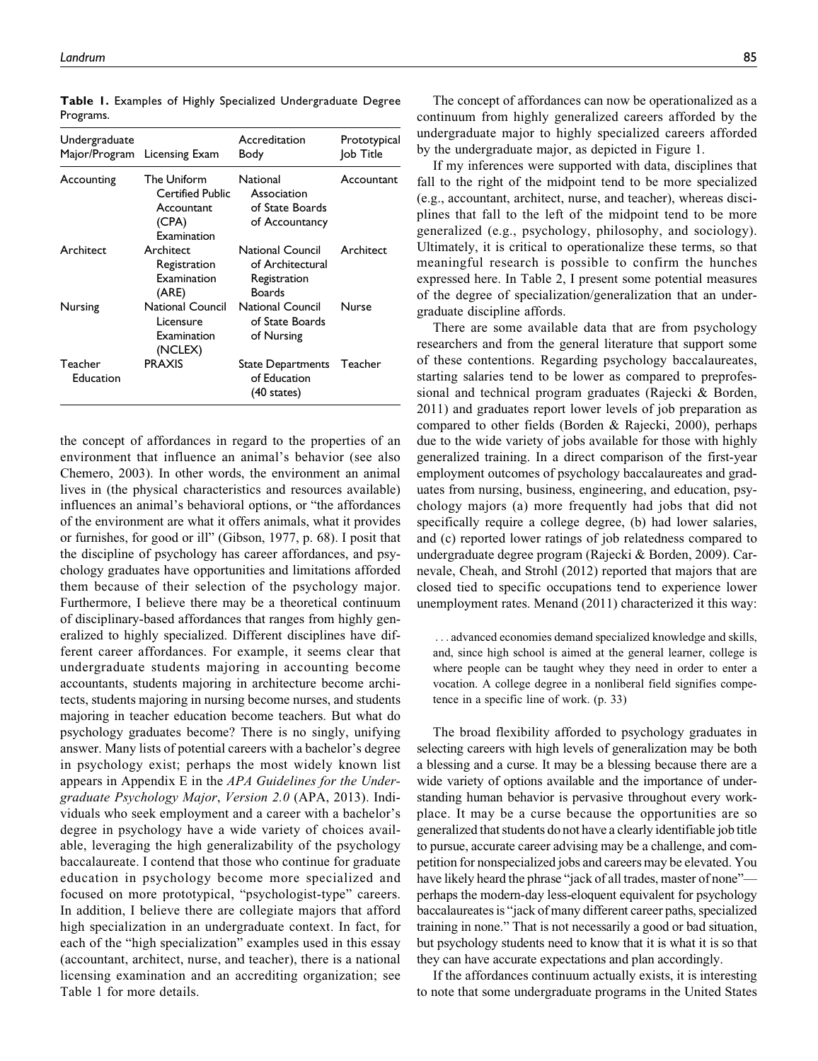**Table 1.** Examples of Highly Specialized Undergraduate Degree Programs.

| Undergraduate Major/Program | Licensing Exam | Accreditation Body | Prototypical Job Title |
|---|---|---|---|
| Accounting | The Uniform Certified Public Accountant (CPA) Examination | National Association of State Boards of Accountancy | Accountant |
| Architect | Architect Registration Examination (ARE) | National Council of Architectural Registration Boards | Architect |
| Nursing | National Council Licensure Examination (NCLEX) | National Council of State Boards of Nursing | Nurse |
| Teacher Education | PRAXIS | State Departments of Education (40 states) | Teacher |

the concept of affordances in regard to the properties of an environment that influence an animal's behavior (see also Chemero, 2003). In other words, the environment an animal lives in (the physical characteristics and resources available) influences an animal's behavioral options, or "the affordances of the environment are what it offers animals, what it provides or furnishes, for good or ill" (Gibson, 1977, p. 68). I posit that the discipline of psychology has career affordances, and psychology graduates have opportunities and limitations afforded them because of their selection of the psychology major. Furthermore, I believe there may be a theoretical continuum of disciplinary-based affordances that ranges from highly generalized to highly specialized. Different disciplines have different career affordances. For example, it seems clear that undergraduate students majoring in accounting become accountants, students majoring in architecture become architects, students majoring in nursing become nurses, and students majoring in teacher education become teachers. But what do psychology graduates become? There is no singly, unifying answer. Many lists of potential careers with a bachelor's degree in psychology exist; perhaps the most widely known list appears in Appendix E in the *APA Guidelines for the Undergraduate Psychology Major, Version 2.0* (APA, 2013). Individuals who seek employment and a career with a bachelor's degree in psychology have a wide variety of choices available, leveraging the high generalizability of the psychology baccalaureate. I contend that those who continue for graduate education in psychology become more specialized and focused on more prototypical, "psychologist-type" careers. In addition, I believe there are collegiate majors that afford high specialization in an undergraduate context. In fact, for each of the "high specialization" examples used in this essay (accountant, architect, nurse, and teacher), there is a national licensing examination and an accrediting organization; see Table 1 for more details.

The concept of affordances can now be operationalized as a continuum from highly generalized careers afforded by the undergraduate major to highly specialized careers afforded by the undergraduate major, as depicted in Figure 1.

If my inferences were supported with data, disciplines that fall to the right of the midpoint tend to be more specialized (e.g., accountant, architect, nurse, and teacher), whereas disciplines that fall to the left of the midpoint tend to be more generalized (e.g., psychology, philosophy, and sociology). Ultimately, it is critical to operationalize these terms, so that meaningful research is possible to confirm the hunches expressed here. In Table 2, I present some potential measures of the degree of specialization/generalization that an undergraduate discipline affords.

There are some available data that are from psychology researchers and from the general literature that support some of these contentions. Regarding psychology baccalaureates, starting salaries tend to be lower as compared to preprofessional and technical program graduates (Rajecki & Borden, 2011) and graduates report lower levels of job preparation as compared to other fields (Borden & Rajecki, 2000), perhaps due to the wide variety of jobs available for those with highly generalized training. In a direct comparison of the first-year employment outcomes of psychology baccalaureates and graduates from nursing, business, engineering, and education, psychology majors (a) more frequently had jobs that did not specifically require a college degree, (b) had lower salaries, and (c) reported lower ratings of job relatedness compared to undergraduate degree program (Rajecki & Borden, 2009). Carnevale, Cheah, and Strohl (2012) reported that majors that are closed tied to specific occupations tend to experience lower unemployment rates. Menand (2011) characterized it this way:

> . . . advanced economies demand specialized knowledge and skills, and, since high school is aimed at the general learner, college is where people can be taught whey they need in order to enter a vocation. A college degree in a nonliberal field signifies competence in a specific line of work. (p. 33)

The broad flexibility afforded to psychology graduates in selecting careers with high levels of generalization may be both a blessing and a curse. It may be a blessing because there are a wide variety of options available and the importance of understanding human behavior is pervasive throughout every workplace. It may be a curse because the opportunities are so generalized that students do not have a clearly identifiable job title to pursue, accurate career advising may be a challenge, and competition for nonspecialized jobs and careers may be elevated. You have likely heard the phrase "jack of all trades, master of none"—perhaps the modern-day less-eloquent equivalent for psychology baccalaureates is "jack of many different career paths, specialized training in none." That is not necessarily a good or bad situation, but psychology students need to know that it is what it is so that they can have accurate expectations and plan accordingly.

If the affordances continuum actually exists, it is interesting to note that some undergraduate programs in the United States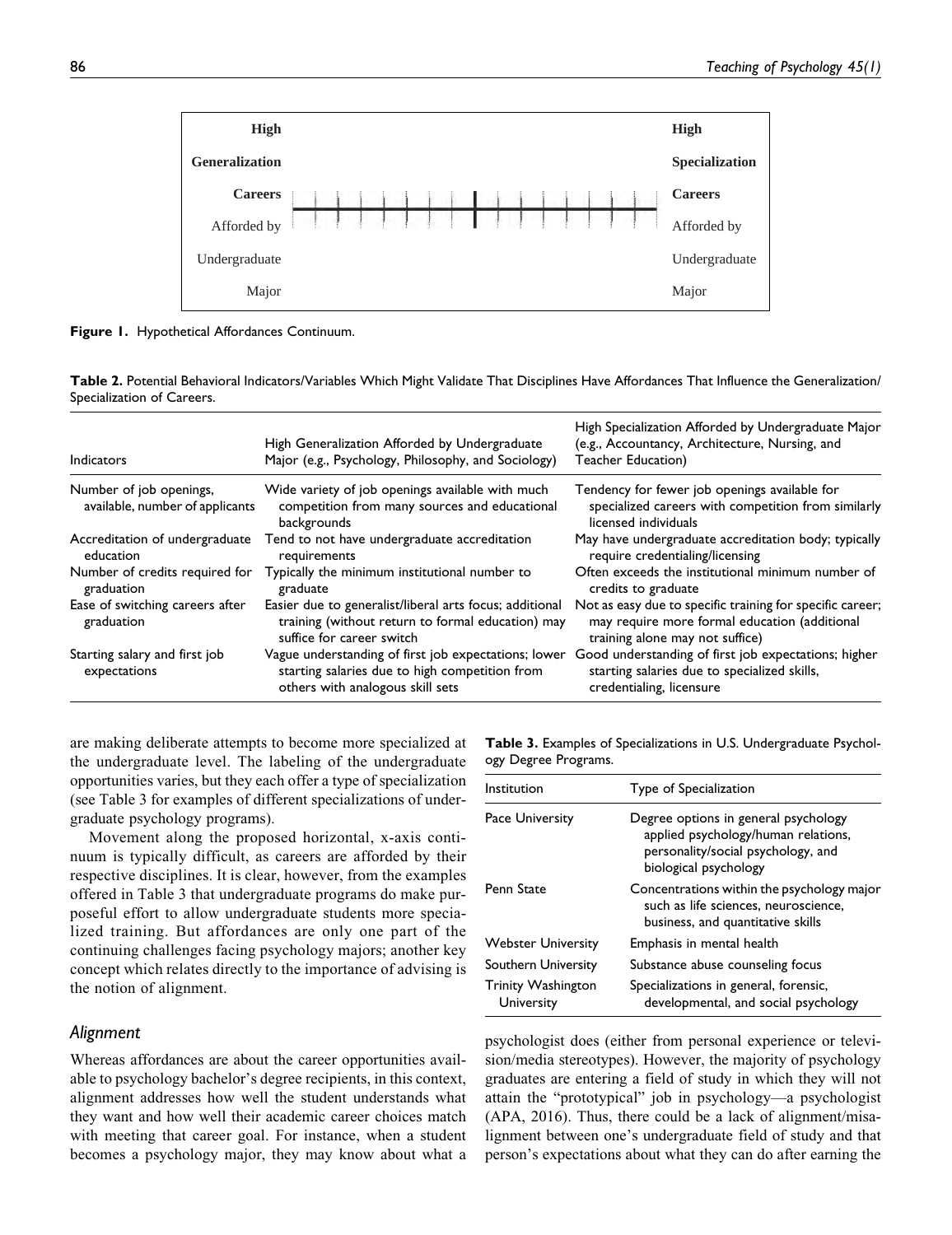| High Generalization Careers Afforded by Undergraduate Major | | High Specialization Careers Afforded by Undergraduate Major |
|---|---|---|

**Figure 1.** Hypothetical Affordances Continuum.

**Table 2.** Potential Behavioral Indicators/Variables Which Might Validate That Disciplines Have Affordances That Influence the Generalization/Specialization of Careers.

| Indicators | High Generalization Afforded by Undergraduate Major (e.g., Psychology, Philosophy, and Sociology) | High Specialization Afforded by Undergraduate Major (e.g., Accountancy, Architecture, Nursing, and Teacher Education) |
|---|---|---|
| Number of job openings, available, number of applicants | Wide variety of job openings available with much competition from many sources and educational backgrounds | Tendency for fewer job openings available for specialized careers with competition from similarly licensed individuals |
| Accreditation of undergraduate education | Tend to not have undergraduate accreditation requirements | May have undergraduate accreditation body; typically require credentialing/licensing |
| Number of credits required for graduation | Typically the minimum institutional number to graduate | Often exceeds the institutional minimum number of credits to graduate |
| Ease of switching careers after graduation | Easier due to generalist/liberal arts focus; additional training (without return to formal education) may suffice for career switch | Not as easy due to specific training for specific career; may require more formal education (additional training alone may not suffice) |
| Starting salary and first job expectations | Vague understanding of first job expectations; lower starting salaries due to high competition from others with analogous skill sets | Good understanding of first job expectations; higher starting salaries due to specialized skills, credentialing, licensure |

are making deliberate attempts to become more specialized at the undergraduate level. The labeling of the undergraduate opportunities varies, but they each offer a type of specialization (see Table 3 for examples of different specializations of undergraduate psychology programs).

Movement along the proposed horizontal, x-axis continuum is typically difficult, as careers are afforded by their respective disciplines. It is clear, however, from the examples offered in Table 3 that undergraduate programs do make purposeful effort to allow undergraduate students more specialized training. But affordances are only one part of the continuing challenges facing psychology majors; another key concept which relates directly to the importance of advising is the notion of alignment.

**Table 3.** Examples of Specializations in U.S. Undergraduate Psychology Degree Programs.

| Institution | Type of Specialization |
|---|---|
| Pace University | Degree options in general psychology applied psychology/human relations, personality/social psychology, and biological psychology |
| Penn State | Concentrations within the psychology major such as life sciences, neuroscience, business, and quantitative skills |
| Webster University | Emphasis in mental health |
| Southern University | Substance abuse counseling focus |
| Trinity Washington University | Specializations in general, forensic, developmental, and social psychology |

### *Alignment*

Whereas affordances are about the career opportunities available to psychology bachelor's degree recipients, in this context, alignment addresses how well the student understands what they want and how well their academic career choices match with meeting that career goal. For instance, when a student becomes a psychology major, they may know about what a psychologist does (either from personal experience or television/media stereotypes). However, the majority of psychology graduates are entering a field of study in which they will not attain the "prototypical" job in psychology—a psychologist (APA, 2016). Thus, there could be a lack of alignment/misalignment between one's undergraduate field of study and that person's expectations about what they can do after earning the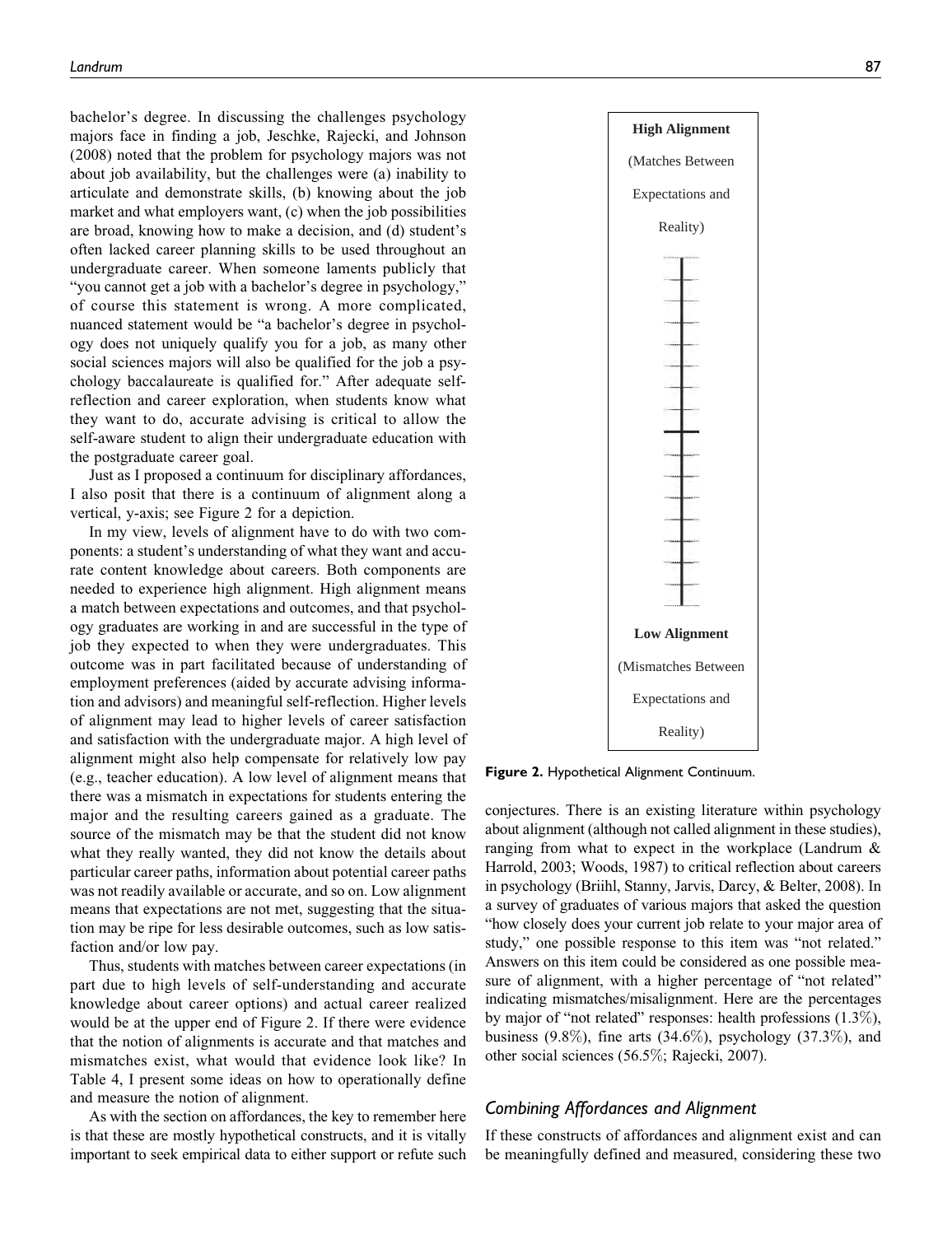bachelor's degree. In discussing the challenges psychology majors face in finding a job, Jeschke, Rajecki, and Johnson (2008) noted that the problem for psychology majors was not about job availability, but the challenges were (a) inability to articulate and demonstrate skills, (b) knowing about the job market and what employers want, (c) when the job possibilities are broad, knowing how to make a decision, and (d) student's often lacked career planning skills to be used throughout an undergraduate career. When someone laments publicly that "you cannot get a job with a bachelor's degree in psychology," of course this statement is wrong. A more complicated, nuanced statement would be "a bachelor's degree in psychology does not uniquely qualify you for a job, as many other social sciences majors will also be qualified for the job a psychology baccalaureate is qualified for." After adequate self-reflection and career exploration, when students know what they want to do, accurate advising is critical to allow the self-aware student to align their undergraduate education with the postgraduate career goal.

Just as I proposed a continuum for disciplinary affordances, I also posit that there is a continuum of alignment along a vertical, y-axis; see Figure 2 for a depiction.

In my view, levels of alignment have to do with two components: a student's understanding of what they want and accurate content knowledge about careers. Both components are needed to experience high alignment. High alignment means a match between expectations and outcomes, and that psychology graduates are working in and are successful in the type of job they expected to when they were undergraduates. This outcome was in part facilitated because of understanding of employment preferences (aided by accurate advising information and advisors) and meaningful self-reflection. Higher levels of alignment may lead to higher levels of career satisfaction and satisfaction with the undergraduate major. A high level of alignment might also help compensate for relatively low pay (e.g., teacher education). A low level of alignment means that there was a mismatch in expectations for students entering the major and the resulting careers gained as a graduate. The source of the mismatch may be that the student did not know what they really wanted, they did not know the details about particular career paths, information about potential career paths was not readily available or accurate, and so on. Low alignment means that expectations are not met, suggesting that the situation may be ripe for less desirable outcomes, such as low satisfaction and/or low pay.

Thus, students with matches between career expectations (in part due to high levels of self-understanding and accurate knowledge about career options) and actual career realized would be at the upper end of Figure 2. If there were evidence that the notion of alignments is accurate and that matches and mismatches exist, what would that evidence look like? In Table 4, I present some ideas on how to operationally define and measure the notion of alignment.

As with the section on affordances, the key to remember here is that these are mostly hypothetical constructs, and it is vitally important to seek empirical data to either support or refute such conjectures. There is an existing literature within psychology about alignment (although not called alignment in these studies), ranging from what to expect in the workplace (Landrum & Harrold, 2003; Woods, 1987) to critical reflection about careers in psychology (Briihl, Stanny, Jarvis, Darcy, & Belter, 2008). In a survey of graduates of various majors that asked the question "how closely does your current job relate to your major area of study," one possible response to this item was "not related." Answers on this item could be considered as one possible measure of alignment, with a higher percentage of "not related" indicating mismatches/misalignment. Here are the percentages by major of "not related" responses: health professions (1.3%), business (9.8%), fine arts (34.6%), psychology (37.3%), and other social sciences (56.5%; Rajecki, 2007).

**High Alignment**

(Matches Between Expectations and Reality)

**Low Alignment**

(Mismatches Between Expectations and Reality)

**Figure 2.** Hypothetical Alignment Continuum.

## Combining Affordances and Alignment

If these constructs of affordances and alignment exist and can be meaningfully defined and measured, considering these two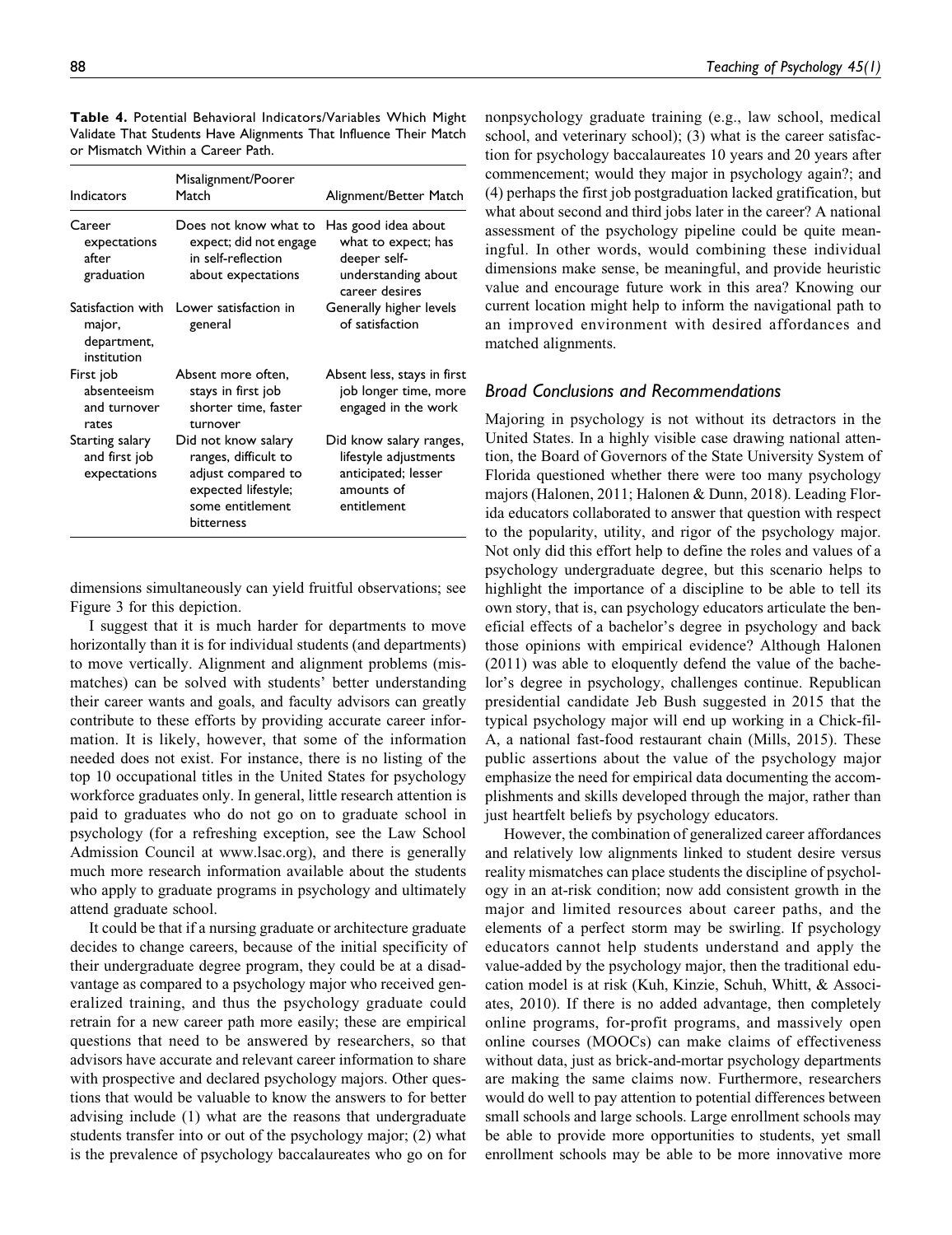**Table 4.** Potential Behavioral Indicators/Variables Which Might Validate That Students Have Alignments That Influence Their Match or Mismatch Within a Career Path.

| Indicators | Misalignment/Poorer Match | Alignment/Better Match |
|---|---|---|
| Career expectations after graduation | Does not know what to expect; did not engage in self-reflection about expectations | Has good idea about what to expect; has deeper self-understanding about career desires |
| Satisfaction with major, department, institution | Lower satisfaction in general | Generally higher levels of satisfaction |
| First job absenteeism and turnover rates | Absent more often, stays in first job shorter time, faster turnover | Absent less, stays in first job longer time, more engaged in the work |
| Starting salary and first job expectations | Did not know salary ranges, difficult to adjust compared to expected lifestyle; some entitlement bitterness | Did know salary ranges, lifestyle adjustments anticipated; lesser amounts of entitlement |

dimensions simultaneously can yield fruitful observations; see Figure 3 for this depiction.

I suggest that it is much harder for departments to move horizontally than it is for individual students (and departments) to move vertically. Alignment and alignment problems (mismatches) can be solved with students' better understanding their career wants and goals, and faculty advisors can greatly contribute to these efforts by providing accurate career information. It is likely, however, that some of the information needed does not exist. For instance, there is no listing of the top 10 occupational titles in the United States for psychology workforce graduates only. In general, little research attention is paid to graduates who do not go on to graduate school in psychology (for a refreshing exception, see the Law School Admission Council at www.lsac.org), and there is generally much more research information available about the students who apply to graduate programs in psychology and ultimately attend graduate school.

It could be that if a nursing graduate or architecture graduate decides to change careers, because of the initial specificity of their undergraduate degree program, they could be at a disadvantage as compared to a psychology major who received generalized training, and thus the psychology graduate could retrain for a new career path more easily; these are empirical questions that need to be answered by researchers, so that advisors have accurate and relevant career information to share with prospective and declared psychology majors. Other questions that would be valuable to know the answers to for better advising include (1) what are the reasons that undergraduate students transfer into or out of the psychology major; (2) what is the prevalence of psychology baccalaureates who go on for nonpsychology graduate training (e.g., law school, medical school, and veterinary school); (3) what is the career satisfaction for psychology baccalaureates 10 years and 20 years after commencement; would they major in psychology again?; and (4) perhaps the first job postgraduation lacked gratification, but what about second and third jobs later in the career? A national assessment of the psychology pipeline could be quite meaningful. In other words, would combining these individual dimensions make sense, be meaningful, and provide heuristic value and encourage future work in this area? Knowing our current location might help to inform the navigational path to an improved environment with desired affordances and matched alignments.

## Broad Conclusions and Recommendations

Majoring in psychology is not without its detractors in the United States. In a highly visible case drawing national attention, the Board of Governors of the State University System of Florida questioned whether there were too many psychology majors (Halonen, 2011; Halonen & Dunn, 2018). Leading Florida educators collaborated to answer that question with respect to the popularity, utility, and rigor of the psychology major. Not only did this effort help to define the roles and values of a psychology undergraduate degree, but this scenario helps to highlight the importance of a discipline to be able to tell its own story, that is, can psychology educators articulate the beneficial effects of a bachelor's degree in psychology and back those opinions with empirical evidence? Although Halonen (2011) was able to eloquently defend the value of the bachelor's degree in psychology, challenges continue. Republican presidential candidate Jeb Bush suggested in 2015 that the typical psychology major will end up working in a Chick-fil-A, a national fast-food restaurant chain (Mills, 2015). These public assertions about the value of the psychology major emphasize the need for empirical data documenting the accomplishments and skills developed through the major, rather than just heartfelt beliefs by psychology educators.

However, the combination of generalized career affordances and relatively low alignments linked to student desire versus reality mismatches can place students the discipline of psychology in an at-risk condition; now add consistent growth in the major and limited resources about career paths, and the elements of a perfect storm may be swirling. If psychology educators cannot help students understand and apply the value-added by the psychology major, then the traditional education model is at risk (Kuh, Kinzie, Schuh, Whitt, & Associates, 2010). If there is no added advantage, then completely online programs, for-profit programs, and massively open online courses (MOOCs) can make claims of effectiveness without data, just as brick-and-mortar psychology departments are making the same claims now. Furthermore, researchers would do well to pay attention to potential differences between small schools and large schools. Large enrollment schools may be able to provide more opportunities to students, yet small enrollment schools may be able to be more innovative more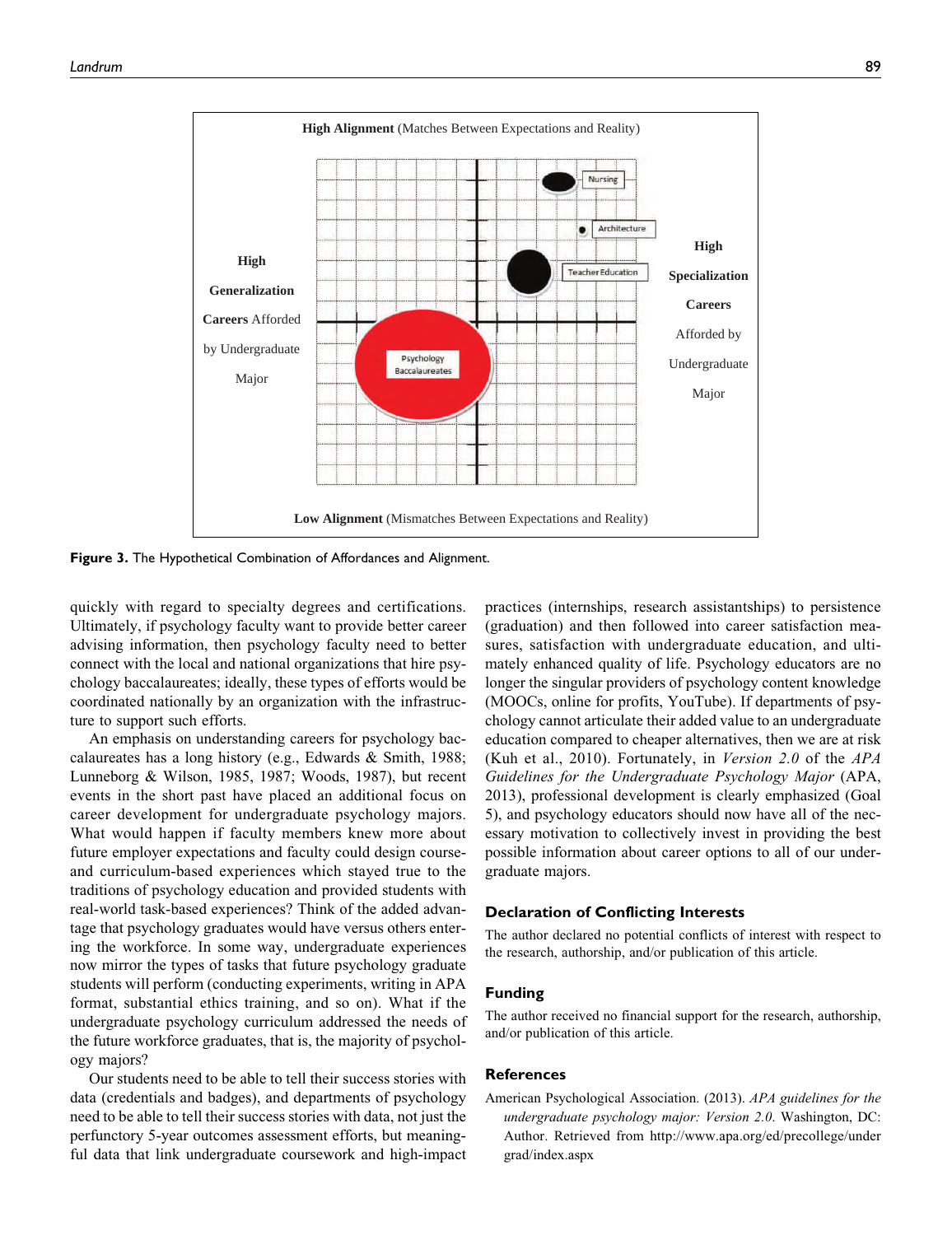High Alignment (Matches Between Expectations and Reality)

Nursing

Architecture

Teacher Education

Psychology Baccalaureates

High Generalization Careers Afforded by Undergraduate Major

High Specialization Careers Afforded by Undergraduate Major

Low Alignment (Mismatches Between Expectations and Reality)

**Figure 3.** The Hypothetical Combination of Affordances and Alignment.

quickly with regard to specialty degrees and certifications. Ultimately, if psychology faculty want to provide better career advising information, then psychology faculty need to better connect with the local and national organizations that hire psychology baccalaureates; ideally, these types of efforts would be coordinated nationally by an organization with the infrastructure to support such efforts.

An emphasis on understanding careers for psychology baccalaureates has a long history (e.g., Edwards & Smith, 1988; Lunneborg & Wilson, 1985, 1987; Woods, 1987), but recent events in the short past have placed an additional focus on career development for undergraduate psychology majors. What would happen if faculty members knew more about future employer expectations and faculty could design course- and curriculum-based experiences which stayed true to the traditions of psychology education and provided students with real-world task-based experiences? Think of the added advantage that psychology graduates would have versus others entering the workforce. In some way, undergraduate experiences now mirror the types of tasks that future psychology graduate students will perform (conducting experiments, writing in APA format, substantial ethics training, and so on). What if the undergraduate psychology curriculum addressed the needs of the future workforce graduates, that is, the majority of psychology majors?

Our students need to be able to tell their success stories with data (credentials and badges), and departments of psychology need to be able to tell their success stories with data, not just the perfunctory 5-year outcomes assessment efforts, but meaningful data that link undergraduate coursework and high-impact practices (internships, research assistantships) to persistence (graduation) and then followed into career satisfaction measures, satisfaction with undergraduate education, and ultimately enhanced quality of life. Psychology educators are no longer the singular providers of psychology content knowledge (MOOCs, online for profits, YouTube). If departments of psychology cannot articulate their added value to an undergraduate education compared to cheaper alternatives, then we are at risk (Kuh et al., 2010). Fortunately, in *Version 2.0* of the *APA Guidelines for the Undergraduate Psychology Major* (APA, 2013), professional development is clearly emphasized (Goal 5), and psychology educators should now have all of the necessary motivation to collectively invest in providing the best possible information about career options to all of our undergraduate majors.

## Declaration of Conflicting Interests

The author declared no potential conflicts of interest with respect to the research, authorship, and/or publication of this article.

## Funding

The author received no financial support for the research, authorship, and/or publication of this article.

## References

American Psychological Association. (2013). *APA guidelines for the undergraduate psychology major: Version 2.0*. Washington, DC: Author. Retrieved from http://www.apa.org/ed/precollege/undergrad/index.aspx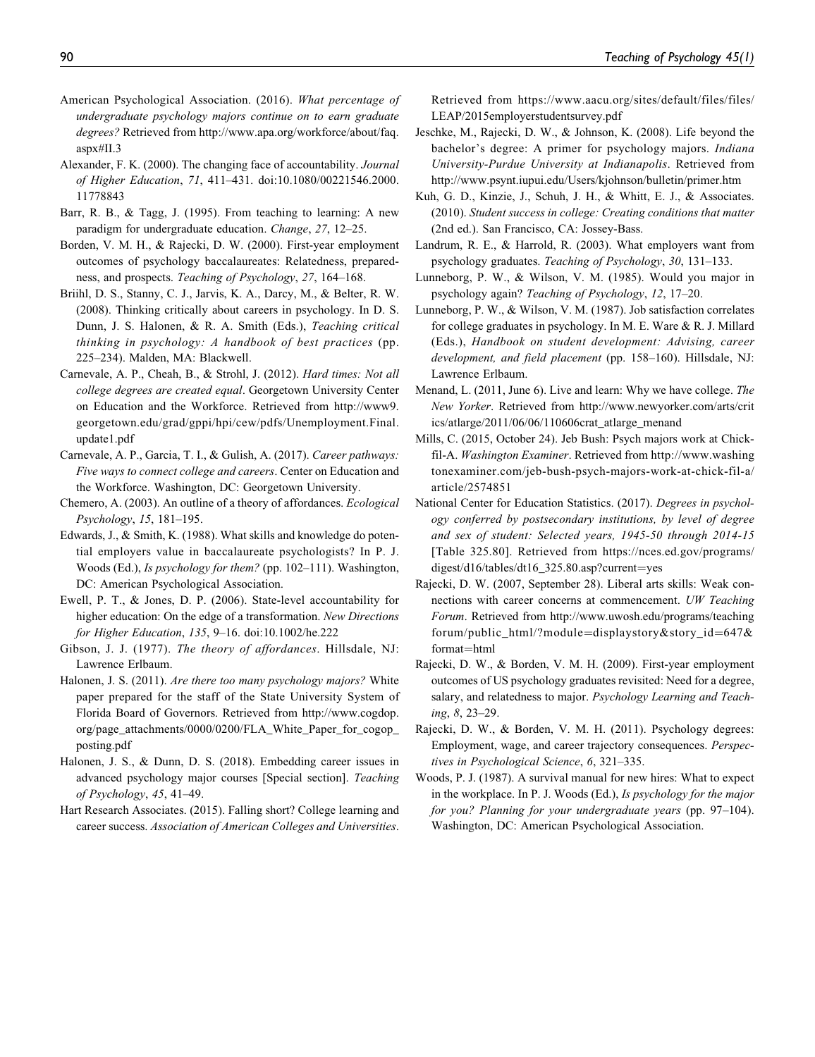American Psychological Association. (2016). *What percentage of undergraduate psychology majors continue on to earn graduate degrees?* Retrieved from http://www.apa.org/workforce/about/faq.aspx#II.3

Alexander, F. K. (2000). The changing face of accountability. *Journal of Higher Education*, *71*, 411–431. doi:10.1080/00221546.2000.11778843

Barr, R. B., & Tagg, J. (1995). From teaching to learning: A new paradigm for undergraduate education. *Change*, *27*, 12–25.

Borden, V. M. H., & Rajecki, D. W. (2000). First-year employment outcomes of psychology baccalaureates: Relatedness, preparedness, and prospects. *Teaching of Psychology*, *27*, 164–168.

Briihl, D. S., Stanny, C. J., Jarvis, K. A., Darcy, M., & Belter, R. W. (2008). Thinking critically about careers in psychology. In D. S. Dunn, J. S. Halonen, & R. A. Smith (Eds.), *Teaching critical thinking in psychology: A handbook of best practices* (pp. 225–234). Malden, MA: Blackwell.

Carnevale, A. P., Cheah, B., & Strohl, J. (2012). *Hard times: Not all college degrees are created equal*. Georgetown University Center on Education and the Workforce. Retrieved from http://www9.georgetown.edu/grad/gppi/hpi/cew/pdfs/Unemployment.Final.update1.pdf

Carnevale, A. P., Garcia, T. I., & Gulish, A. (2017). *Career pathways: Five ways to connect college and careers*. Center on Education and the Workforce. Washington, DC: Georgetown University.

Chemero, A. (2003). An outline of a theory of affordances. *Ecological Psychology*, *15*, 181–195.

Edwards, J., & Smith, K. (1988). What skills and knowledge do potential employers value in baccalaureate psychologists? In P. J. Woods (Ed.), *Is psychology for them?* (pp. 102–111). Washington, DC: American Psychological Association.

Ewell, P. T., & Jones, D. P. (2006). State-level accountability for higher education: On the edge of a transformation. *New Directions for Higher Education*, *135*, 9–16. doi:10.1002/he.222

Gibson, J. J. (1977). *The theory of affordances*. Hillsdale, NJ: Lawrence Erlbaum.

Halonen, J. S. (2011). *Are there too many psychology majors?* White paper prepared for the staff of the State University System of Florida Board of Governors. Retrieved from http://www.cogdop.org/page_attachments/0000/0200/FLA_White_Paper_for_cogop_posting.pdf

Halonen, J. S., & Dunn, D. S. (2018). Embedding career issues in advanced psychology major courses [Special section]. *Teaching of Psychology*, *45*, 41–49.

Hart Research Associates. (2015). Falling short? College learning and career success. *Association of American Colleges and Universities*. Retrieved from https://www.aacu.org/sites/default/files/files/LEAP/2015employerstudentsurvey.pdf

Jeschke, M., Rajecki, D. W., & Johnson, K. (2008). Life beyond the bachelor's degree: A primer for psychology majors. *Indiana University-Purdue University at Indianapolis*. Retrieved from http://www.psynt.iupui.edu/Users/kjohnson/bulletin/primer.htm

Kuh, G. D., Kinzie, J., Schuh, J. H., & Whitt, E. J., & Associates. (2010). *Student success in college: Creating conditions that matter* (2nd ed.). San Francisco, CA: Jossey-Bass.

Landrum, R. E., & Harrold, R. (2003). What employers want from psychology graduates. *Teaching of Psychology*, *30*, 131–133.

Lunneborg, P. W., & Wilson, V. M. (1985). Would you major in psychology again? *Teaching of Psychology*, *12*, 17–20.

Lunneborg, P. W., & Wilson, V. M. (1987). Job satisfaction correlates for college graduates in psychology. In M. E. Ware & R. J. Millard (Eds.), *Handbook on student development: Advising, career development, and field placement* (pp. 158–160). Hillsdale, NJ: Lawrence Erlbaum.

Menand, L. (2011, June 6). Live and learn: Why we have college. *The New Yorker*. Retrieved from http://www.newyorker.com/arts/critics/atlarge/2011/06/06/110606crat_atlarge_menand

Mills, C. (2015, October 24). Jeb Bush: Psych majors work at Chick-fil-A. *Washington Examiner*. Retrieved from http://www.washingtonexaminer.com/jeb-bush-psych-majors-work-at-chick-fil-a/article/2574851

National Center for Education Statistics. (2017). *Degrees in psychology conferred by postsecondary institutions, by level of degree and sex of student: Selected years, 1945-50 through 2014-15* [Table 325.80]. Retrieved from https://nces.ed.gov/programs/digest/d16/tables/dt16_325.80.asp?current=yes

Rajecki, D. W. (2007, September 28). Liberal arts skills: Weak connections with career concerns at commencement. *UW Teaching Forum*. Retrieved from http://www.uwosh.edu/programs/teachingforum/public_html/?module=displaystory&story_id=647&format=html

Rajecki, D. W., & Borden, V. M. H. (2009). First-year employment outcomes of US psychology graduates revisited: Need for a degree, salary, and relatedness to major. *Psychology Learning and Teaching*, *8*, 23–29.

Rajecki, D. W., & Borden, V. M. H. (2011). Psychology degrees: Employment, wage, and career trajectory consequences. *Perspectives in Psychological Science*, *6*, 321–335.

Woods, P. J. (1987). A survival manual for new hires: What to expect in the workplace. In P. J. Woods (Ed.), *Is psychology for the major for you? Planning for your undergraduate years* (pp. 97–104). Washington, DC: American Psychological Association.